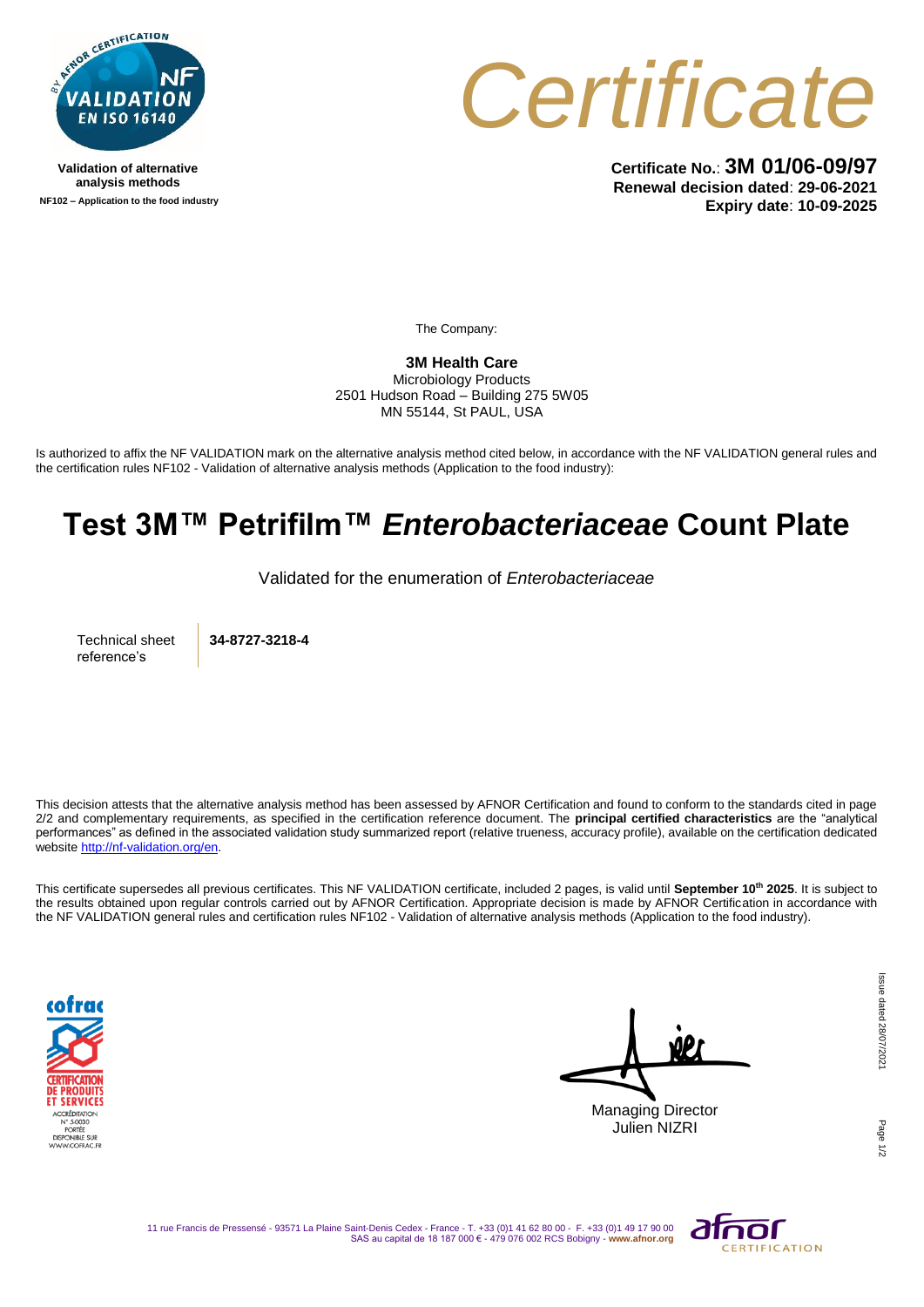Validation of alternative analysis methods

NF102 – Application to the food industry

# Certificate

**Certificate No.**: **3M 01/06-09/97**
**Renewal decision dated**: **29-06-2021**
**Expiry date**: **10-09-2025**

The Company:

**3M Health Care**
Microbiology Products
2501 Hudson Road – Building 275 5W05
MN 55144, St PAUL, USA

Is authorized to affix the NF VALIDATION mark on the alternative analysis method cited below, in accordance with the NF VALIDATION general rules and the certification rules NF102 - Validation of alternative analysis methods (Application to the food industry):

## Test 3M™ Petrifilm™ *Enterobacteriaceae* Count Plate

Validated for the enumeration of *Enterobacteriaceae*

| Technical sheet reference's | **34-8727-3218-4** |
|---|---|

This decision attests that the alternative analysis method has been assessed by AFNOR Certification and found to conform to the standards cited in page 2/2 and complementary requirements, as specified in the certification reference document. The **principal certified characteristics** are the "analytical performances" as defined in the associated validation study summarized report (relative trueness, accuracy profile), available on the certification dedicated website http://nf-validation.org/en.

This certificate supersedes all previous certificates. This NF VALIDATION certificate, included 2 pages, is valid until **September 10th 2025**. It is subject to the results obtained upon regular controls carried out by AFNOR Certification. Appropriate decision is made by AFNOR Certification in accordance with the NF VALIDATION general rules and certification rules NF102 - Validation of alternative analysis methods (Application to the food industry).

cofrac CERTIFICATION DE PRODUITS ET SERVICES
ACCRÉDITATION N° 5-0030
PORTÉE DISPONIBLE SUR WWW.COFRAC.FR

Managing Director
Julien NIZRI

Issue dated 28/07/2021

11 rue Francis de Pressensé - 93571 La Plaine Saint-Denis Cedex - France - T. +33 (0)1 41 62 80 00 - F. +33 (0)1 49 17 90 00
SAS au capital de 18 187 000 € - 479 076 002 RCS Bobigny - **www.afnor.org**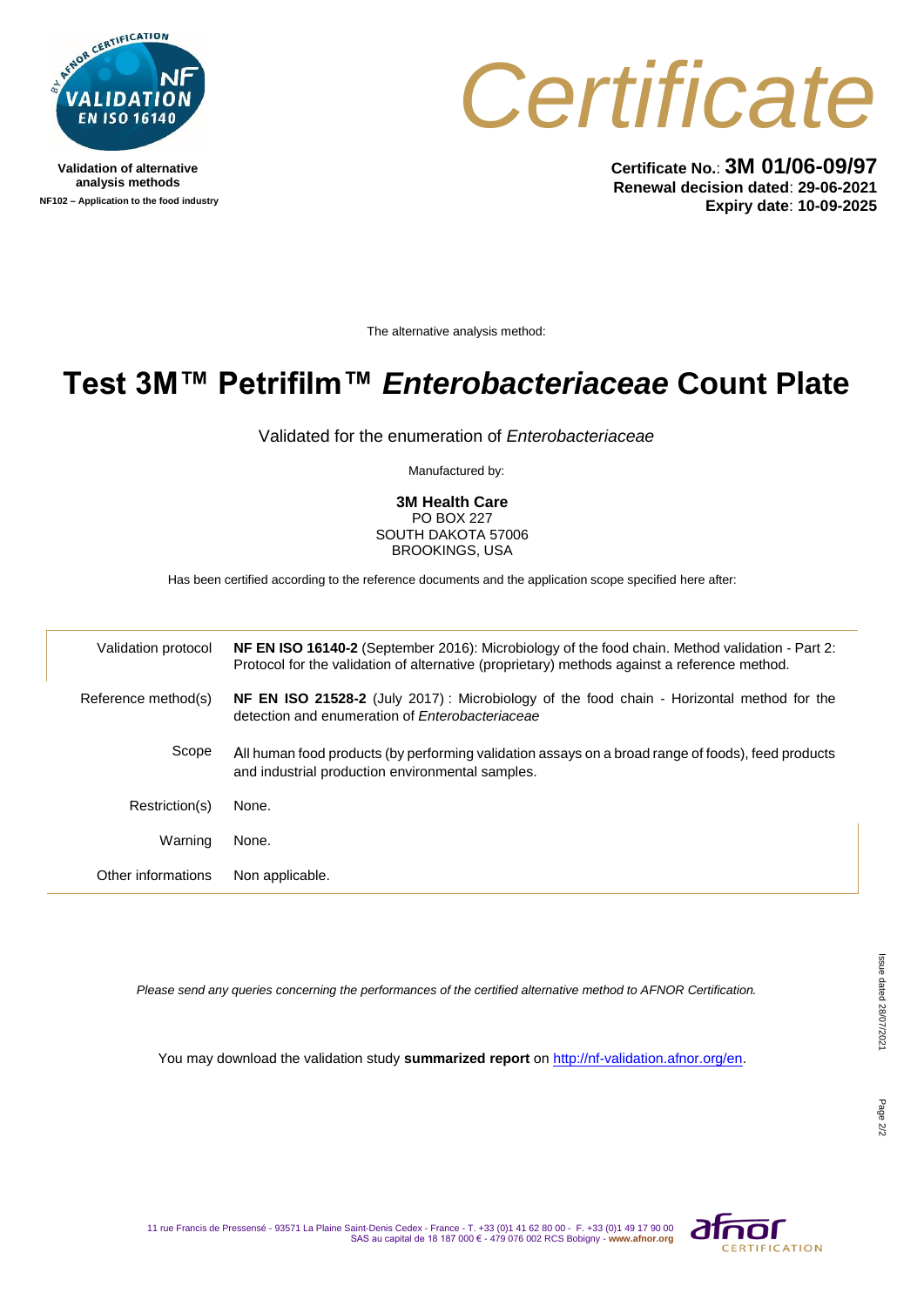Validation of alternative analysis methods
NF102 – Application to the food industry

# Certificate

**Certificate No.**: **3M 01/06-09/97**
**Renewal decision dated**: **29-06-2021**
**Expiry date**: **10-09-2025**

The alternative analysis method:

# Test 3M™ Petrifilm™ *Enterobacteriaceae* Count Plate

Validated for the enumeration of *Enterobacteriaceae*

Manufactured by:

**3M Health Care**
PO BOX 227
SOUTH DAKOTA 57006
BROOKINGS, USA

Has been certified according to the reference documents and the application scope specified here after:

| | |
|---|---|
| Validation protocol | **NF EN ISO 16140-2** (September 2016): Microbiology of the food chain. Method validation - Part 2: Protocol for the validation of alternative (proprietary) methods against a reference method. |
| Reference method(s) | **NF EN ISO 21528-2** (July 2017) : Microbiology of the food chain - Horizontal method for the detection and enumeration of *Enterobacteriaceae* |
| Scope | All human food products (by performing validation assays on a broad range of foods), feed products and industrial production environmental samples. |
| Restriction(s) | None. |
| Warning | None. |
| Other informations | Non applicable. |

*Please send any queries concerning the performances of the certified alternative method to AFNOR Certification.*

You may download the validation study **summarized report** on http://nf-validation.afnor.org/en.

Issue dated 28/07/2021

11 rue Francis de Pressensé - 93571 La Plaine Saint-Denis Cedex - France - T. +33 (0)1 41 62 80 00 - F. +33 (0)1 49 17 90 00
SAS au capital de 18 187 000 € - 479 076 002 RCS Bobigny - **www.afnor.org**